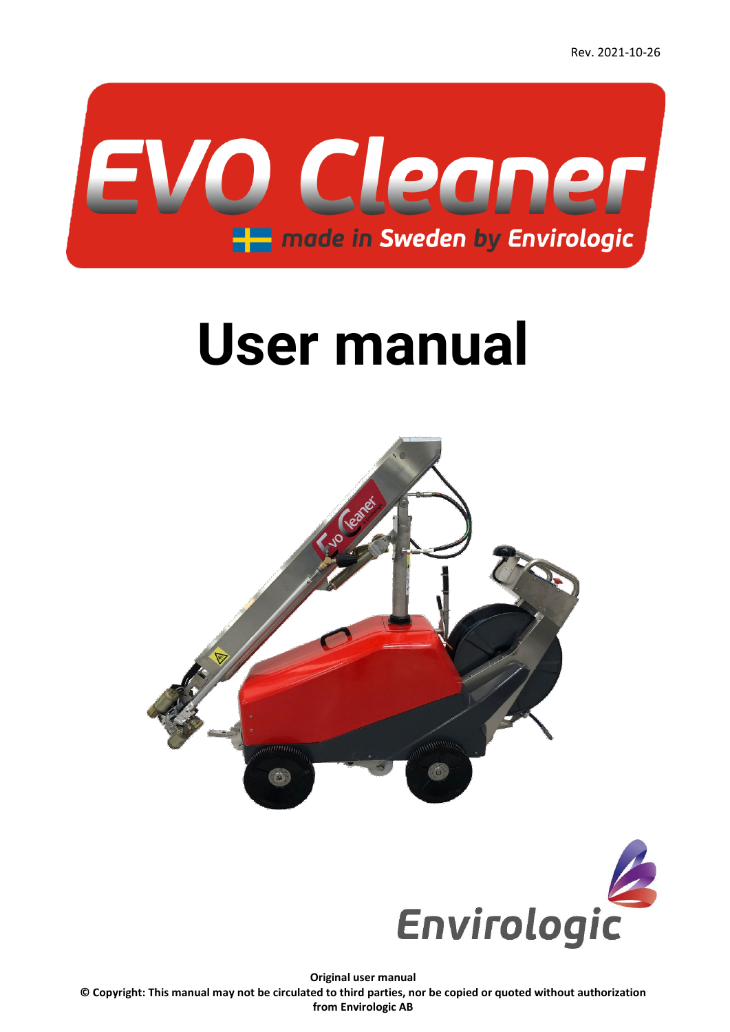Rev. 2021-10-26

# EVO Cleaner

made in Sweden by Envirologic

# User manual

Envirologic

**Original user manual**

**© Copyright: This manual may not be circulated to third parties, nor be copied or quoted without authorization from Envirologic AB**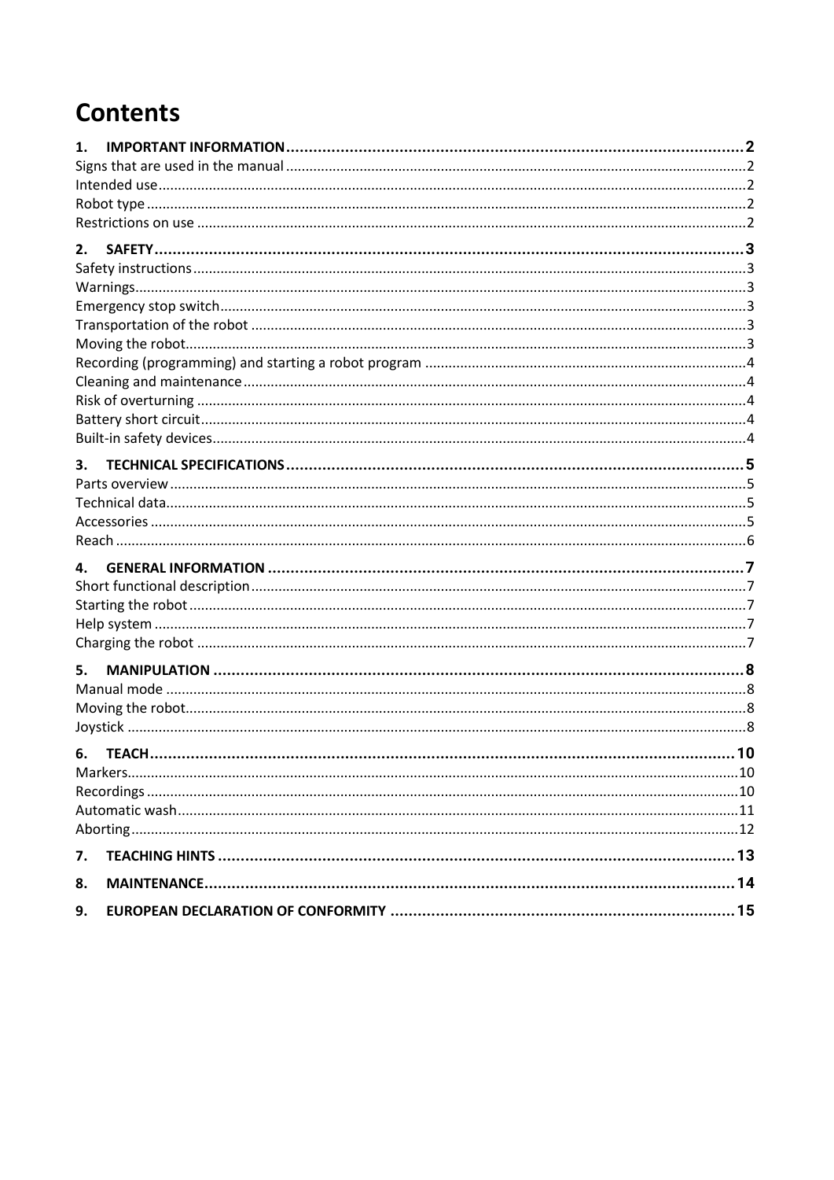# Contents

**1. IMPORTANT INFORMATION** .......... **2**
Signs that are used in the manual .......... 2
Intended use .......... 2
Robot type .......... 2
Restrictions on use .......... 2

**2. SAFETY** .......... **3**
Safety instructions .......... 3
Warnings .......... 3
Emergency stop switch .......... 3
Transportation of the robot .......... 3
Moving the robot .......... 3
Recording (programming) and starting a robot program .......... 4
Cleaning and maintenance .......... 4
Risk of overturning .......... 4
Battery short circuit .......... 4
Built-in safety devices .......... 4

**3. TECHNICAL SPECIFICATIONS** .......... **5**
Parts overview .......... 5
Technical data .......... 5
Accessories .......... 5
Reach .......... 6

**4. GENERAL INFORMATION** .......... **7**
Short functional description .......... 7
Starting the robot .......... 7
Help system .......... 7
Charging the robot .......... 7

**5. MANIPULATION** .......... **8**
Manual mode .......... 8
Moving the robot .......... 8
Joystick .......... 8

**6. TEACH** .......... **10**
Markers .......... 10
Recordings .......... 10
Automatic wash .......... 11
Aborting .......... 12

**7. TEACHING HINTS** .......... **13**

**8. MAINTENANCE** .......... **14**

**9. EUROPEAN DECLARATION OF CONFORMITY** .......... **15**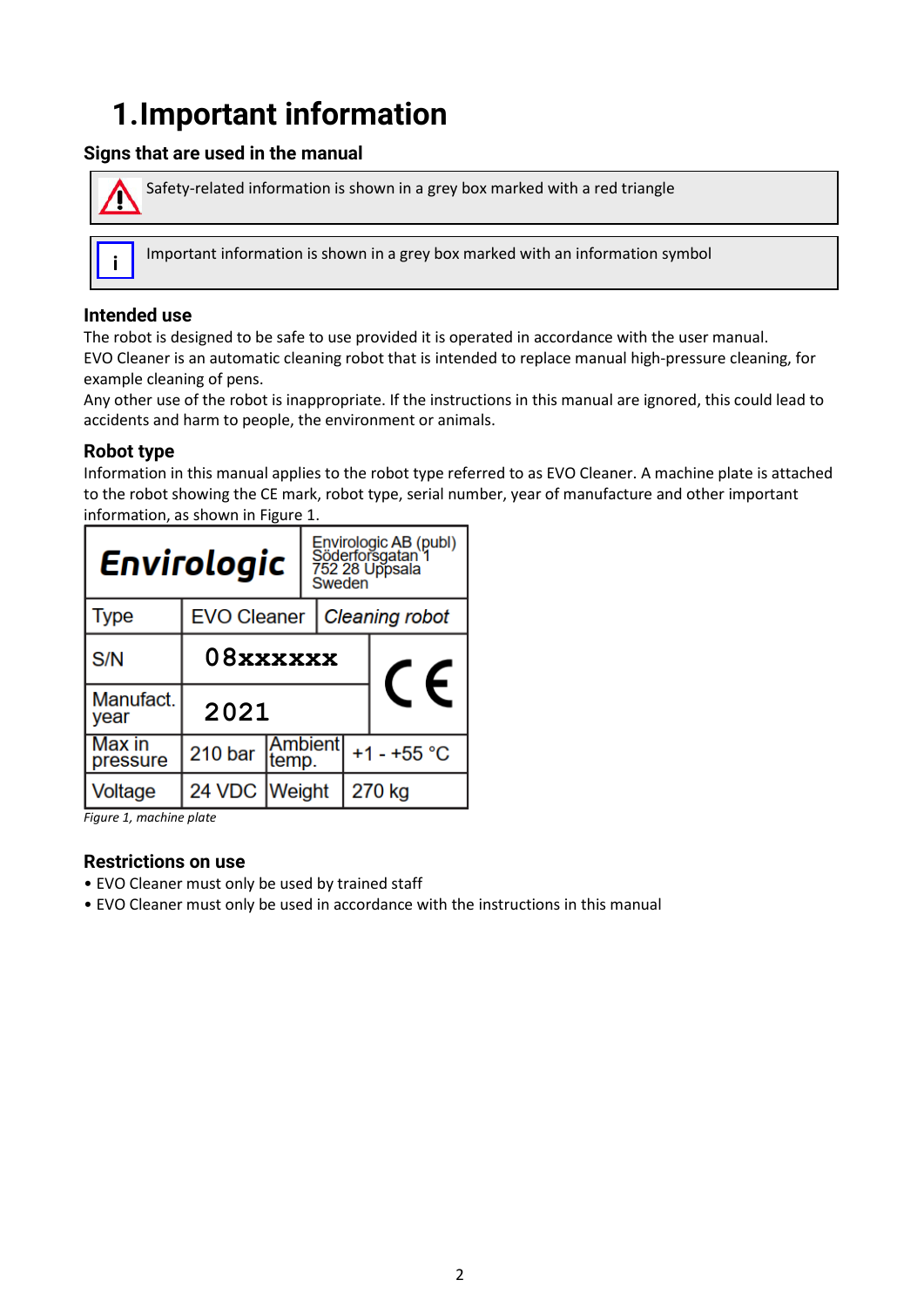# 1. Important information

## Signs that are used in the manual

| |
|---|
| ⚠ Safety-related information is shown in a grey box marked with a red triangle |

| |
|---|
| i Important information is shown in a grey box marked with an information symbol |

### Intended use

The robot is designed to be safe to use provided it is operated in accordance with the user manual.
EVO Cleaner is an automatic cleaning robot that is intended to replace manual high-pressure cleaning, for example cleaning of pens.
Any other use of the robot is inappropriate. If the instructions in this manual are ignored, this could lead to accidents and harm to people, the environment or animals.

### Robot type

Information in this manual applies to the robot type referred to as EVO Cleaner. A machine plate is attached to the robot showing the CE mark, robot type, serial number, year of manufacture and other important information, as shown in Figure 1.

| **Envirologic** | | Envirologic AB (publ) Söderforsgatan 1 752 28 Uppsala Sweden | |
|---|---|---|---|
| Type | EVO Cleaner | *Cleaning robot* | |
| S/N | 08xxxxxx | | CE |
| Manufact. year | 2021 | | |
| Max in pressure | 210 bar | Ambient temp. | +1 - +55 °C |
| Voltage | 24 VDC | Weight | 270 kg |

*Figure 1, machine plate*

### Restrictions on use

- EVO Cleaner must only be used by trained staff
- EVO Cleaner must only be used in accordance with the instructions in this manual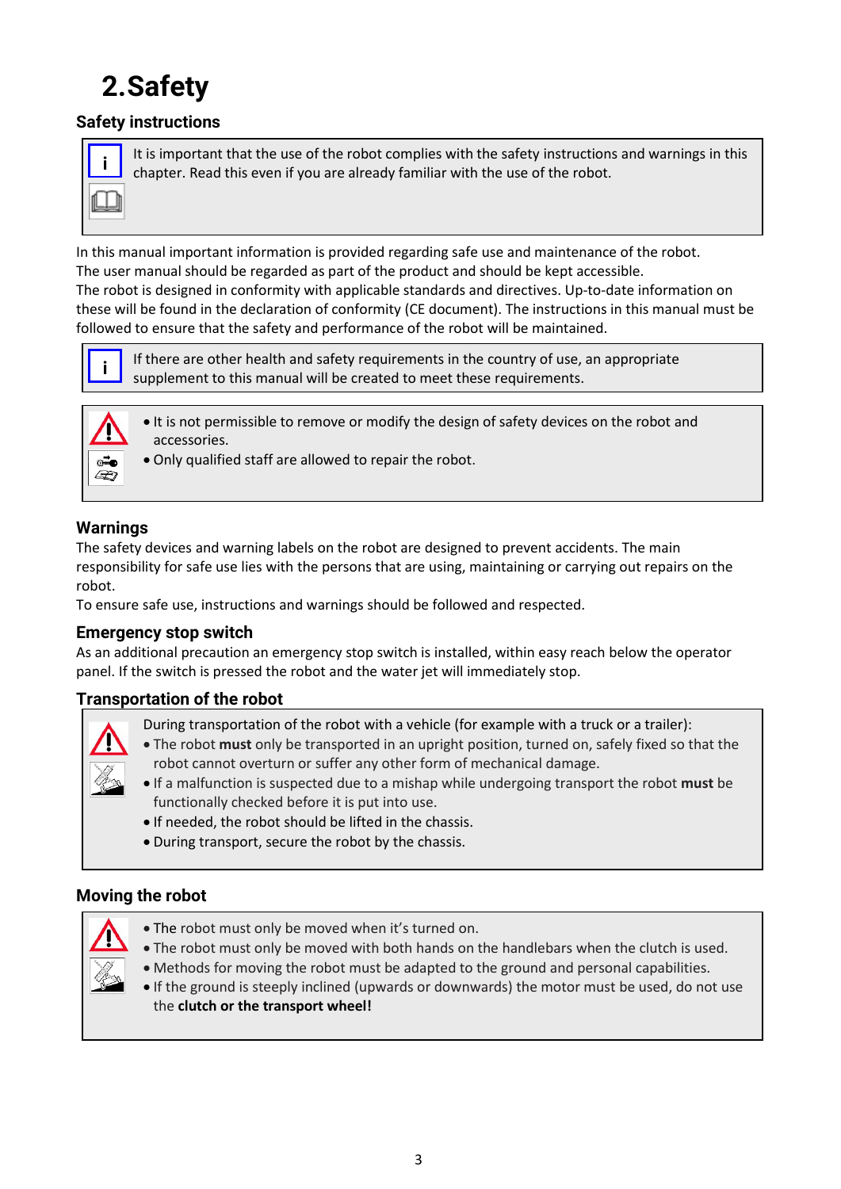# 2. Safety

## Safety instructions

> It is important that the use of the robot complies with the safety instructions and warnings in this chapter. Read this even if you are already familiar with the use of the robot.

In this manual important information is provided regarding safe use and maintenance of the robot.
The user manual should be regarded as part of the product and should be kept accessible.
The robot is designed in conformity with applicable standards and directives. Up-to-date information on these will be found in the declaration of conformity (CE document). The instructions in this manual must be followed to ensure that the safety and performance of the robot will be maintained.

> If there are other health and safety requirements in the country of use, an appropriate supplement to this manual will be created to meet these requirements.

> - It is not permissible to remove or modify the design of safety devices on the robot and accessories.
> - Only qualified staff are allowed to repair the robot.

## Warnings

The safety devices and warning labels on the robot are designed to prevent accidents. The main responsibility for safe use lies with the persons that are using, maintaining or carrying out repairs on the robot.
To ensure safe use, instructions and warnings should be followed and respected.

## Emergency stop switch

As an additional precaution an emergency stop switch is installed, within easy reach below the operator panel. If the switch is pressed the robot and the water jet will immediately stop.

## Transportation of the robot

> During transportation of the robot with a vehicle (for example with a truck or a trailer):
> - The robot **must** only be transported in an upright position, turned on, safely fixed so that the robot cannot overturn or suffer any other form of mechanical damage.
> - If a malfunction is suspected due to a mishap while undergoing transport the robot **must** be functionally checked before it is put into use.
> - If needed, the robot should be lifted in the chassis.
> - During transport, secure the robot by the chassis.

## Moving the robot

> - The robot must only be moved when it's turned on.
> - The robot must only be moved with both hands on the handlebars when the clutch is used.
> - Methods for moving the robot must be adapted to the ground and personal capabilities.
> - If the ground is steeply inclined (upwards or downwards) the motor must be used, do not use the **clutch or the transport wheel!**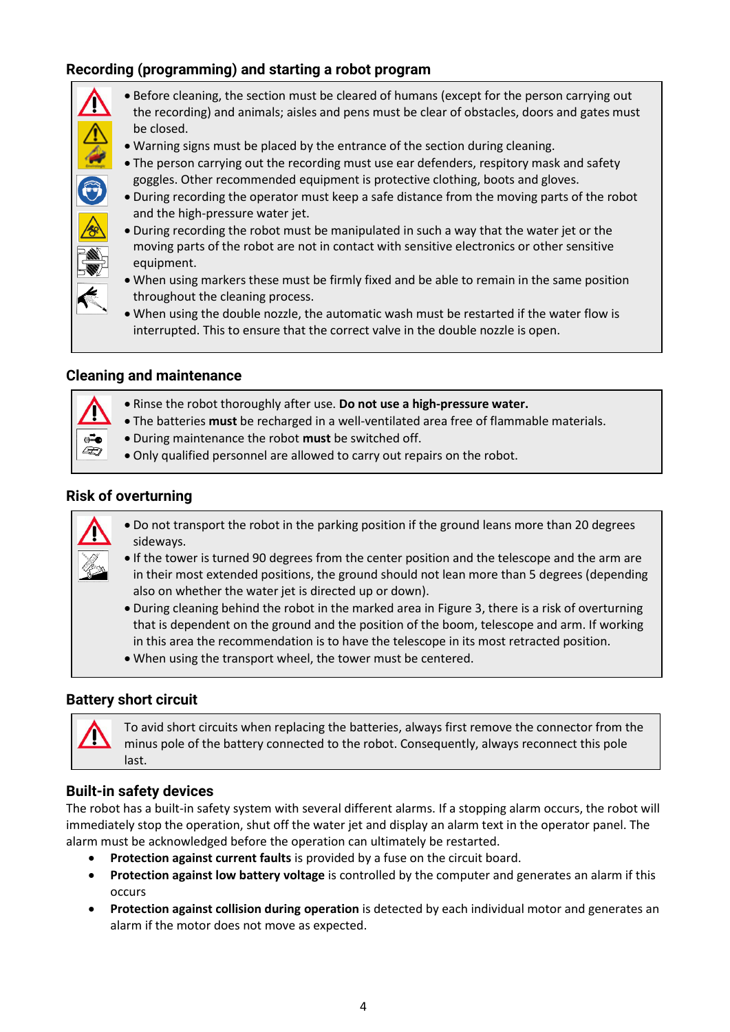## Recording (programming) and starting a robot program

- Before cleaning, the section must be cleared of humans (except for the person carrying out the recording) and animals; aisles and pens must be clear of obstacles, doors and gates must be closed.
- Warning signs must be placed by the entrance of the section during cleaning.
- The person carrying out the recording must use ear defenders, respitory mask and safety goggles. Other recommended equipment is protective clothing, boots and gloves.
- During recording the operator must keep a safe distance from the moving parts of the robot and the high-pressure water jet.
- During recording the robot must be manipulated in such a way that the water jet or the moving parts of the robot are not in contact with sensitive electronics or other sensitive equipment.
- When using markers these must be firmly fixed and be able to remain in the same position throughout the cleaning process.
- When using the double nozzle, the automatic wash must be restarted if the water flow is interrupted. This to ensure that the correct valve in the double nozzle is open.

## Cleaning and maintenance

- Rinse the robot thoroughly after use. **Do not use a high-pressure water.**
- The batteries **must** be recharged in a well-ventilated area free of flammable materials.
- During maintenance the robot **must** be switched off.
- Only qualified personnel are allowed to carry out repairs on the robot.

## Risk of overturning

- Do not transport the robot in the parking position if the ground leans more than 20 degrees sideways.
- If the tower is turned 90 degrees from the center position and the telescope and the arm are in their most extended positions, the ground should not lean more than 5 degrees (depending also on whether the water jet is directed up or down).
- During cleaning behind the robot in the marked area in Figure 3, there is a risk of overturning that is dependent on the ground and the position of the boom, telescope and arm. If working in this area the recommendation is to have the telescope in its most retracted position.
- When using the transport wheel, the tower must be centered.

## Battery short circuit

To avid short circuits when replacing the batteries, always first remove the connector from the minus pole of the battery connected to the robot. Consequently, always reconnect this pole last.

## Built-in safety devices

The robot has a built-in safety system with several different alarms. If a stopping alarm occurs, the robot will immediately stop the operation, shut off the water jet and display an alarm text in the operator panel. The alarm must be acknowledged before the operation can ultimately be restarted.

- **Protection against current faults** is provided by a fuse on the circuit board.
- **Protection against low battery voltage** is controlled by the computer and generates an alarm if this occurs
- **Protection against collision during operation** is detected by each individual motor and generates an alarm if the motor does not move as expected.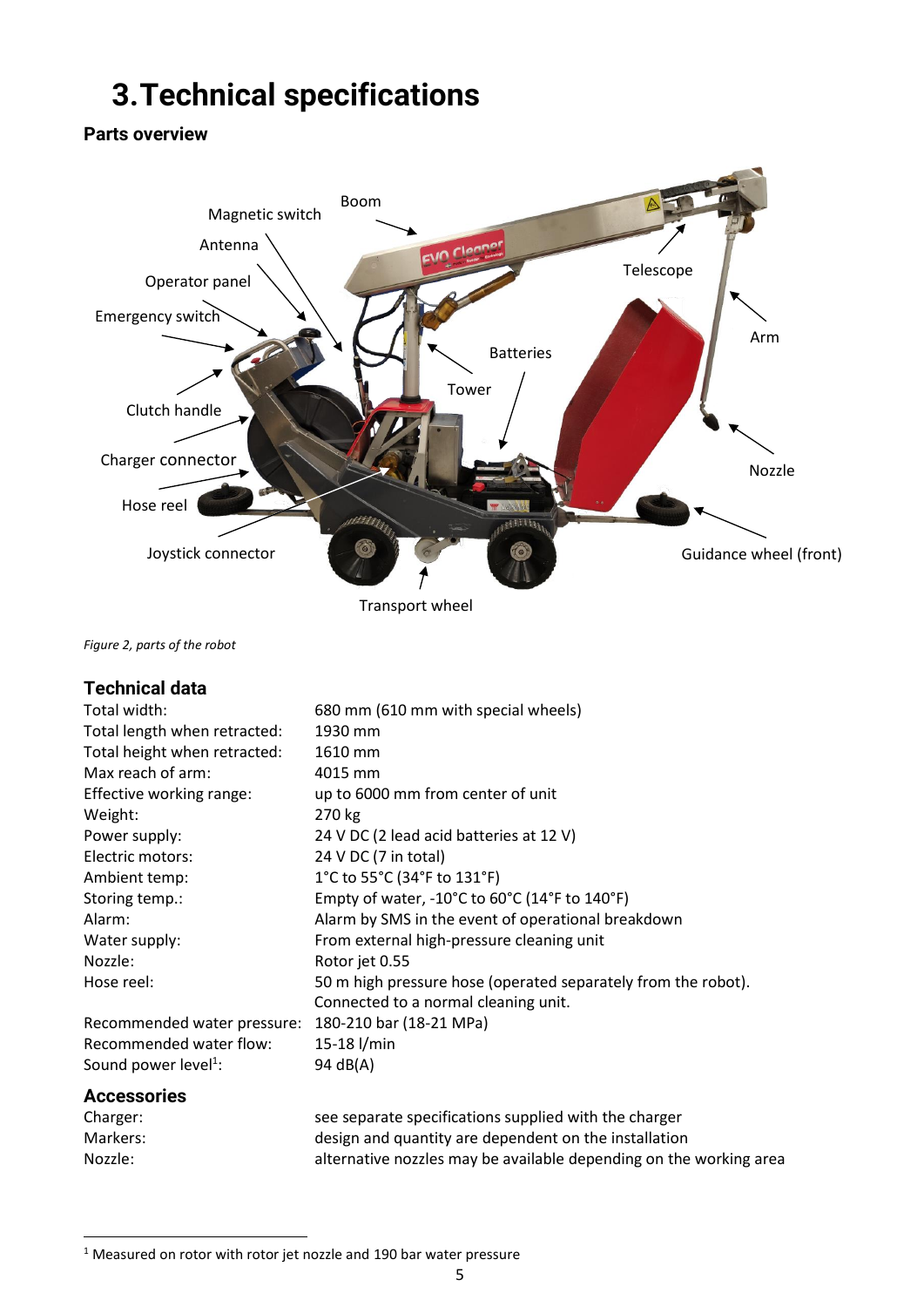# 3. Technical specifications

## Parts overview

*Figure 2, parts of the robot*

## Technical data

| | |
|---|---|
| Total width: | 680 mm (610 mm with special wheels) |
| Total length when retracted: | 1930 mm |
| Total height when retracted: | 1610 mm |
| Max reach of arm: | 4015 mm |
| Effective working range: | up to 6000 mm from center of unit |
| Weight: | 270 kg |
| Power supply: | 24 V DC (2 lead acid batteries at 12 V) |
| Electric motors: | 24 V DC (7 in total) |
| Ambient temp: | 1°C to 55°C (34°F to 131°F) |
| Storing temp.: | Empty of water, -10°C to 60°C (14°F to 140°F) |
| Alarm: | Alarm by SMS in the event of operational breakdown |
| Water supply: | From external high-pressure cleaning unit |
| Nozzle: | Rotor jet 0.55 |
| Hose reel: | 50 m high pressure hose (operated separately from the robot). Connected to a normal cleaning unit. |
| Recommended water pressure: | 180-210 bar (18-21 MPa) |
| Recommended water flow: | 15-18 l/min |
| Sound power level[1]: | 94 dB(A) |

## Accessories

| | |
|---|---|
| Charger: | see separate specifications supplied with the charger |
| Markers: | design and quantity are dependent on the installation |
| Nozzle: | alternative nozzles may be available depending on the working area |

[1] Measured on rotor with rotor jet nozzle and 190 bar water pressure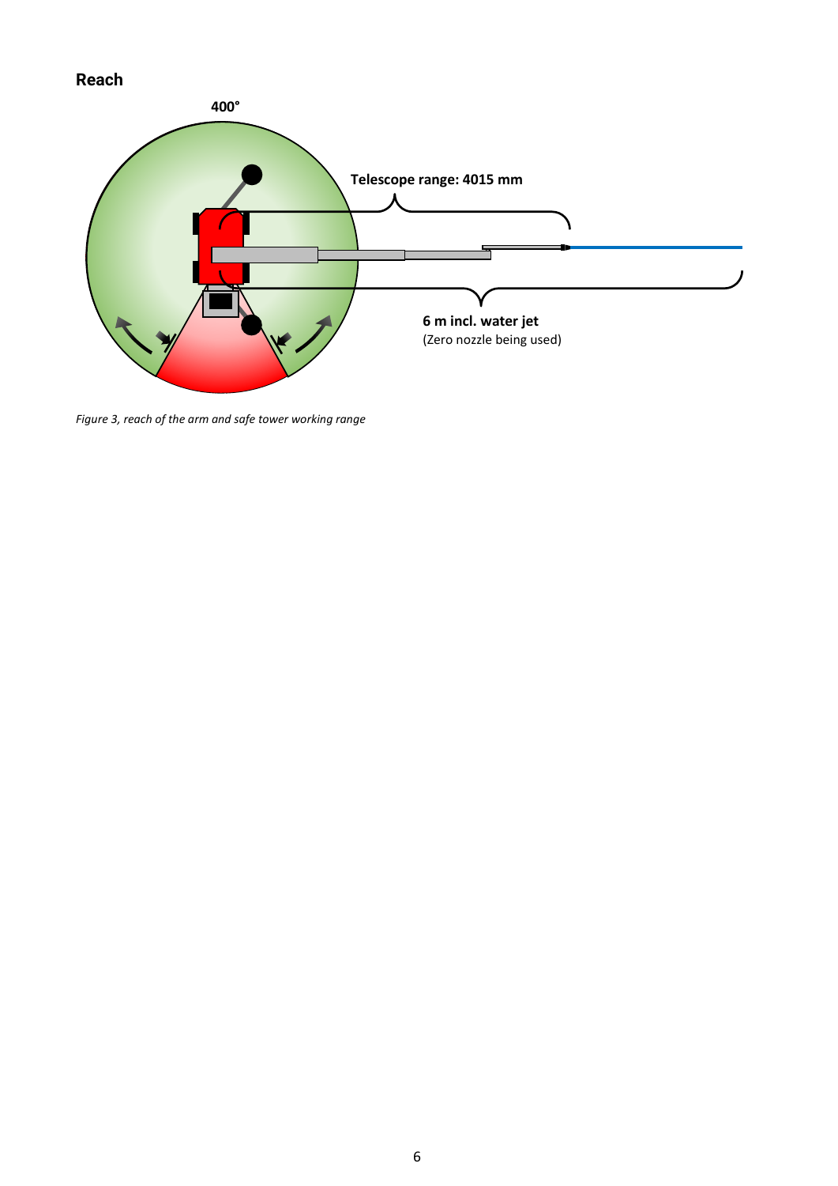## Reach

400°

Telescope range: 4015 mm

**6 m incl. water jet**
(Zero nozzle being used)

*Figure 3, reach of the arm and safe tower working range*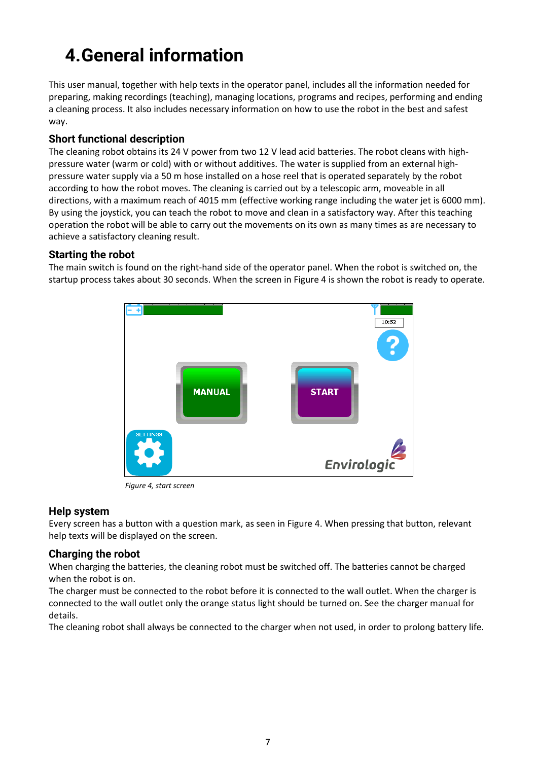# 4. General information

This user manual, together with help texts in the operator panel, includes all the information needed for preparing, making recordings (teaching), managing locations, programs and recipes, performing and ending a cleaning process. It also includes necessary information on how to use the robot in the best and safest way.

### Short functional description

The cleaning robot obtains its 24 V power from two 12 V lead acid batteries. The robot cleans with high-pressure water (warm or cold) with or without additives. The water is supplied from an external high-pressure water supply via a 50 m hose installed on a hose reel that is operated separately by the robot according to how the robot moves. The cleaning is carried out by a telescopic arm, moveable in all directions, with a maximum reach of 4015 mm (effective working range including the water jet is 6000 mm). By using the joystick, you can teach the robot to move and clean in a satisfactory way. After this teaching operation the robot will be able to carry out the movements on its own as many times as are necessary to achieve a satisfactory cleaning result.

### Starting the robot

The main switch is found on the right-hand side of the operator panel. When the robot is switched on, the startup process takes about 30 seconds. When the screen in Figure 4 is shown the robot is ready to operate.

*Figure 4, start screen*

### Help system

Every screen has a button with a question mark, as seen in Figure 4. When pressing that button, relevant help texts will be displayed on the screen.

### Charging the robot

When charging the batteries, the cleaning robot must be switched off. The batteries cannot be charged when the robot is on.

The charger must be connected to the robot before it is connected to the wall outlet. When the charger is connected to the wall outlet only the orange status light should be turned on. See the charger manual for details.

The cleaning robot shall always be connected to the charger when not used, in order to prolong battery life.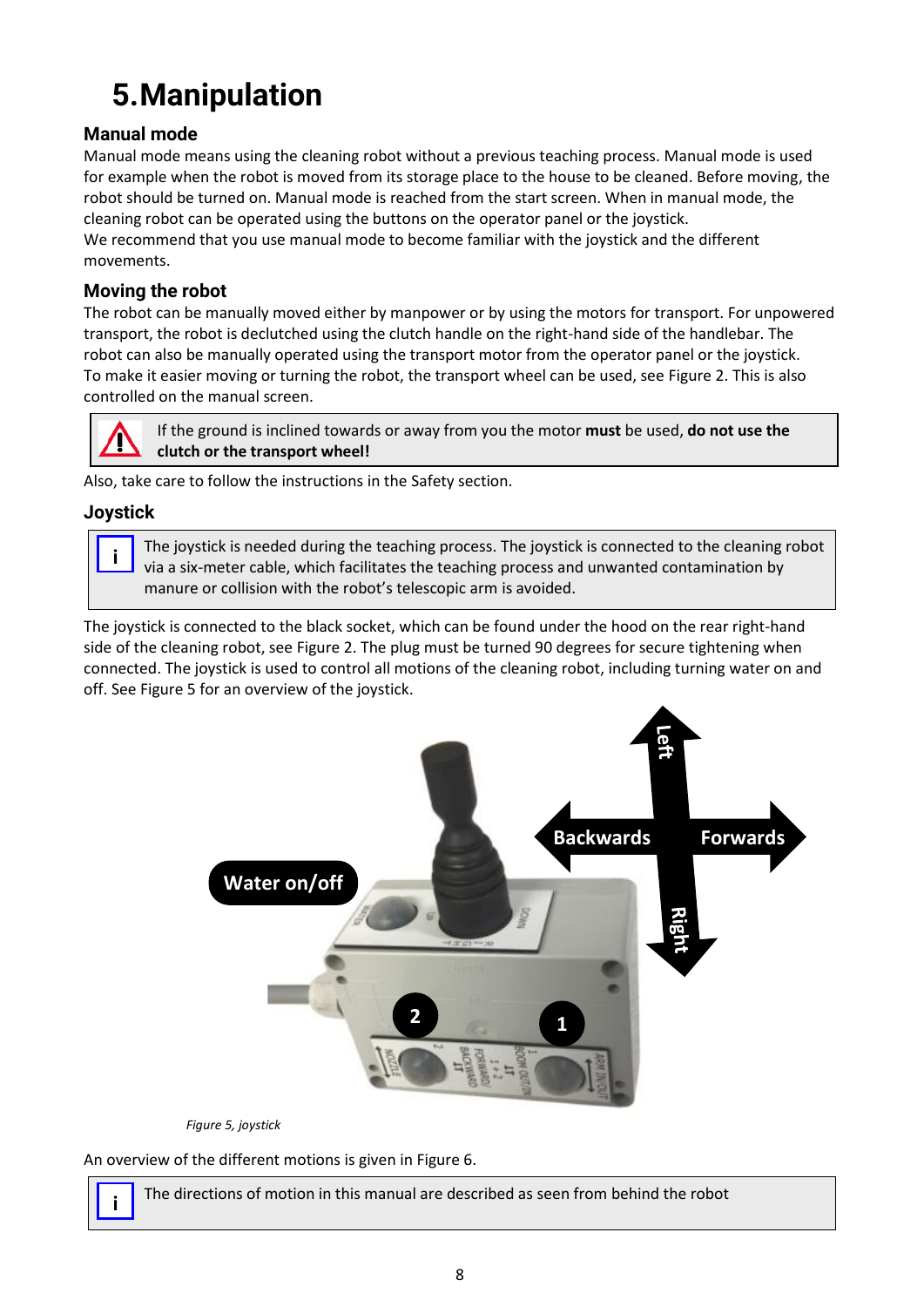# 5.Manipulation

## Manual mode

Manual mode means using the cleaning robot without a previous teaching process. Manual mode is used for example when the robot is moved from its storage place to the house to be cleaned. Before moving, the robot should be turned on. Manual mode is reached from the start screen. When in manual mode, the cleaning robot can be operated using the buttons on the operator panel or the joystick.
We recommend that you use manual mode to become familiar with the joystick and the different movements.

## Moving the robot

The robot can be manually moved either by manpower or by using the motors for transport. For unpowered transport, the robot is declutched using the clutch handle on the right-hand side of the handlebar. The robot can also be manually operated using the transport motor from the operator panel or the joystick.
To make it easier moving or turning the robot, the transport wheel can be used, see Figure 2. This is also controlled on the manual screen.

> If the ground is inclined towards or away from you the motor **must** be used, **do not use the clutch or the transport wheel!**

Also, take care to follow the instructions in the Safety section.

## Joystick

> The joystick is needed during the teaching process. The joystick is connected to the cleaning robot via a six-meter cable, which facilitates the teaching process and unwanted contamination by manure or collision with the robot's telescopic arm is avoided.

The joystick is connected to the black socket, which can be found under the hood on the rear right-hand side of the cleaning robot, see Figure 2. The plug must be turned 90 degrees for secure tightening when connected. The joystick is used to control all motions of the cleaning robot, including turning water on and off. See Figure 5 for an overview of the joystick.

Water on/off

Left

Backwards

Forwards

Right

2

1

*Figure 5, joystick*

An overview of the different motions is given in Figure 6.

> The directions of motion in this manual are described as seen from behind the robot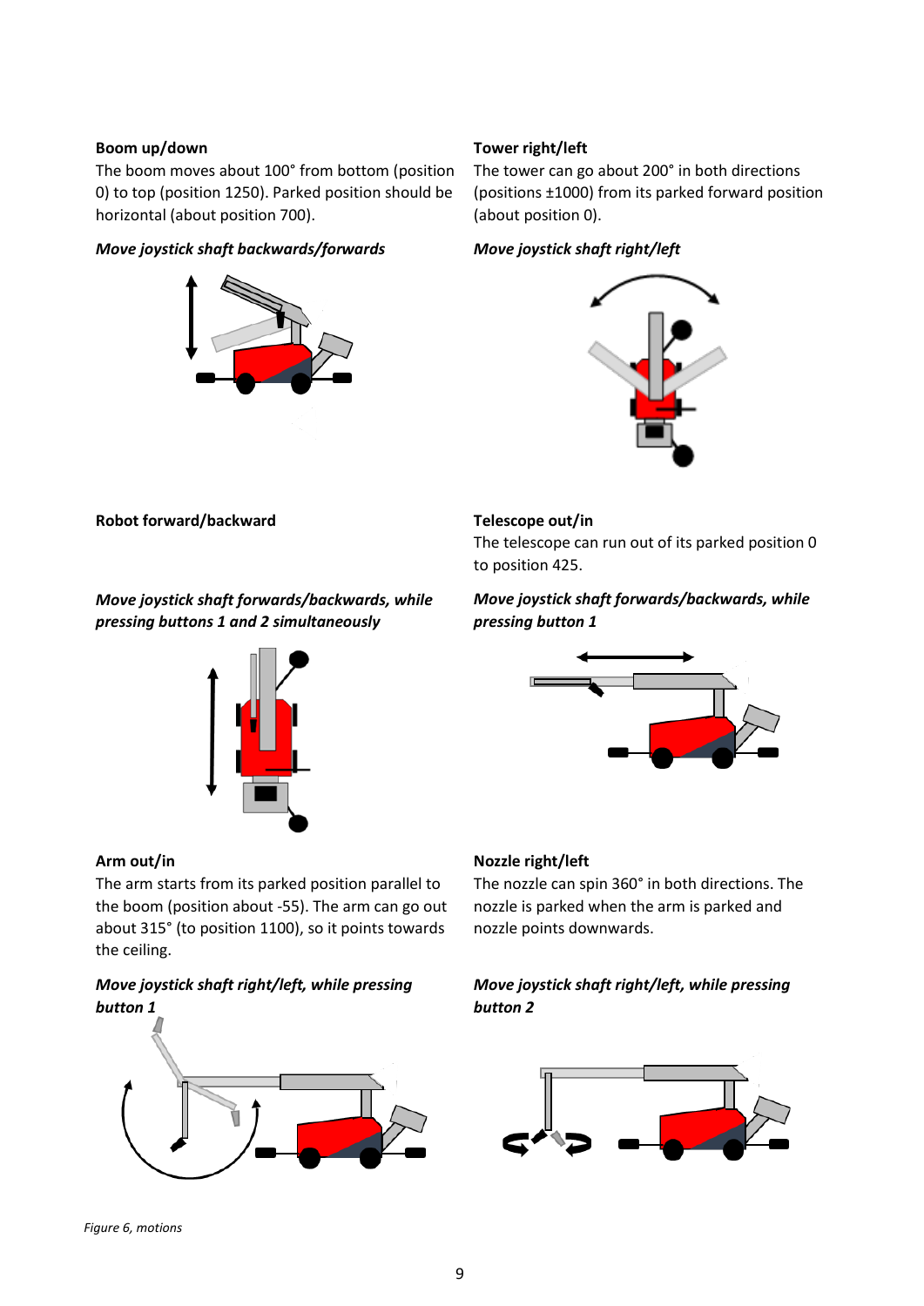**Boom up/down**

The boom moves about 100° from bottom (position 0) to top (position 1250). Parked position should be horizontal (about position 700).

*Move joystick shaft backwards/forwards*

**Tower right/left**

The tower can go about 200° in both directions (positions ±1000) from its parked forward position (about position 0).

*Move joystick shaft right/left*

**Robot forward/backward**

*Move joystick shaft forwards/backwards, while pressing buttons 1 and 2 simultaneously*

**Telescope out/in**

The telescope can run out of its parked position 0 to position 425.

*Move joystick shaft forwards/backwards, while pressing button 1*

**Arm out/in**

The arm starts from its parked position parallel to the boom (position about -55). The arm can go out about 315° (to position 1100), so it points towards the ceiling.

*Move joystick shaft right/left, while pressing button 1*

**Nozzle right/left**

The nozzle can spin 360° in both directions. The nozzle is parked when the arm is parked and nozzle points downwards.

*Move joystick shaft right/left, while pressing button 2*

*Figure 6, motions*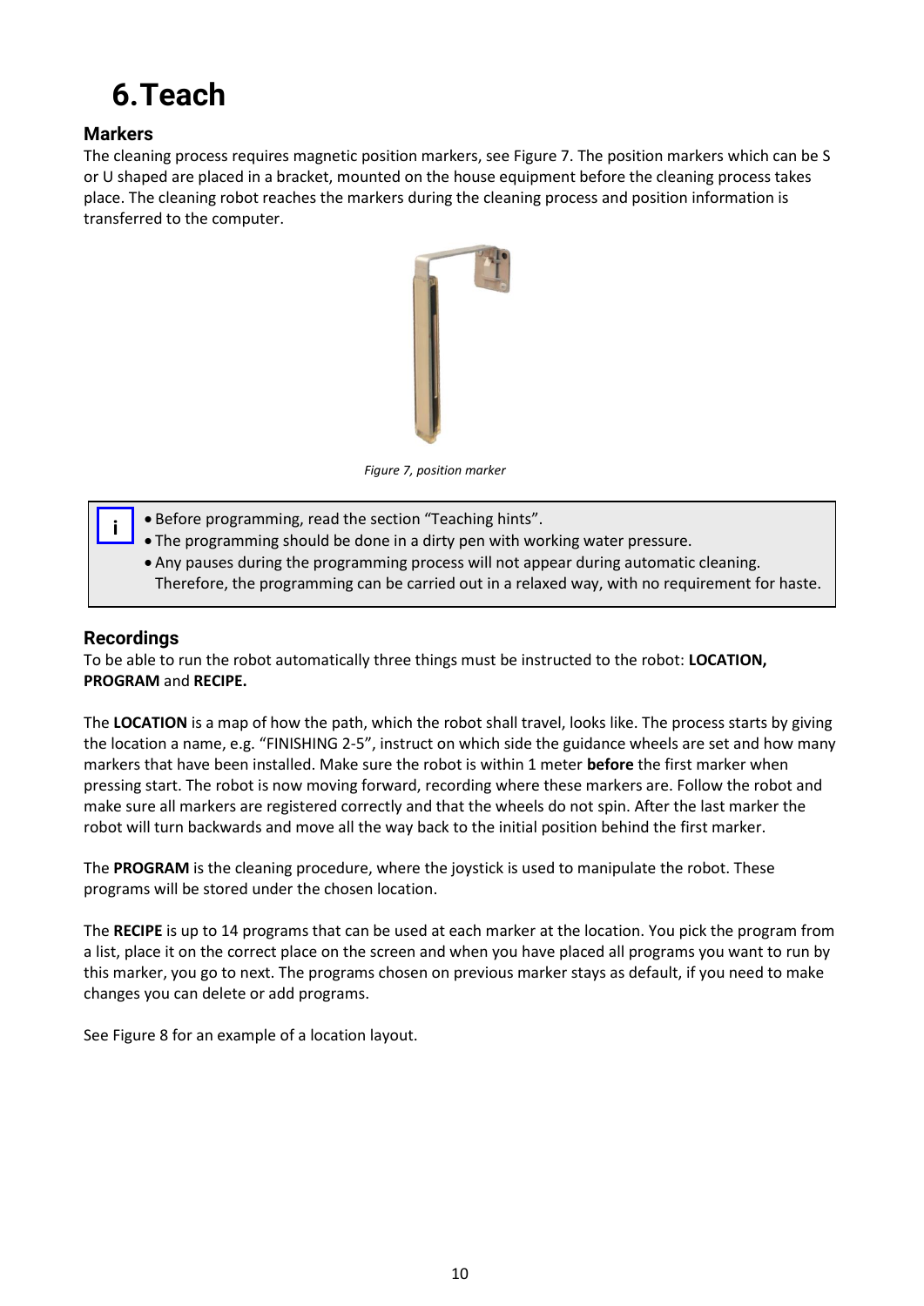# 6. Teach

## Markers

The cleaning process requires magnetic position markers, see Figure 7. The position markers which can be S or U shaped are placed in a bracket, mounted on the house equipment before the cleaning process takes place. The cleaning robot reaches the markers during the cleaning process and position information is transferred to the computer.

*Figure 7, position marker*

> **i**
> - Before programming, read the section "Teaching hints".
> - The programming should be done in a dirty pen with working water pressure.
> - Any pauses during the programming process will not appear during automatic cleaning. Therefore, the programming can be carried out in a relaxed way, with no requirement for haste.

## Recordings

To be able to run the robot automatically three things must be instructed to the robot: **LOCATION, PROGRAM** and **RECIPE.**

The **LOCATION** is a map of how the path, which the robot shall travel, looks like. The process starts by giving the location a name, e.g. "FINISHING 2-5", instruct on which side the guidance wheels are set and how many markers that have been installed. Make sure the robot is within 1 meter **before** the first marker when pressing start. The robot is now moving forward, recording where these markers are. Follow the robot and make sure all markers are registered correctly and that the wheels do not spin. After the last marker the robot will turn backwards and move all the way back to the initial position behind the first marker.

The **PROGRAM** is the cleaning procedure, where the joystick is used to manipulate the robot. These programs will be stored under the chosen location.

The **RECIPE** is up to 14 programs that can be used at each marker at the location. You pick the program from a list, place it on the correct place on the screen and when you have placed all programs you want to run by this marker, you go to next. The programs chosen on previous marker stays as default, if you need to make changes you can delete or add programs.

See Figure 8 for an example of a location layout.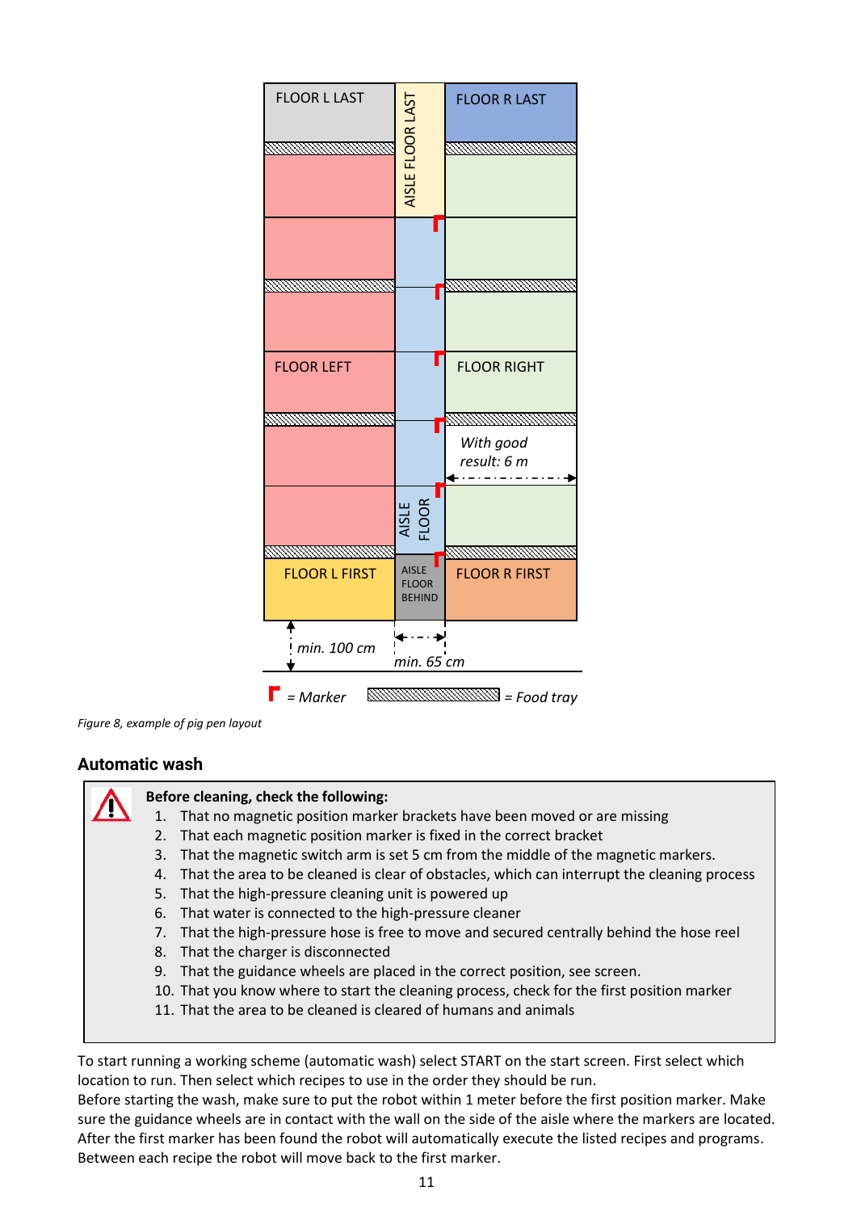FLOOR L LAST

AISLE FLOOR LAST

FLOOR R LAST

FLOOR LEFT

FLOOR RIGHT

*With good result: 6 m*

AISLE FLOOR

FLOOR L FIRST

AISLE FLOOR BEHIND

FLOOR R FIRST

*min. 100 cm*

*min. 65 cm*

*= Marker*

*= Food tray*

*Figure 8, example of pig pen layout*

## Automatic wash

**Before cleaning, check the following:**

1. That no magnetic position marker brackets have been moved or are missing
2. That each magnetic position marker is fixed in the correct bracket
3. That the magnetic switch arm is set 5 cm from the middle of the magnetic markers.
4. That the area to be cleaned is clear of obstacles, which can interrupt the cleaning process
5. That the high-pressure cleaning unit is powered up
6. That water is connected to the high-pressure cleaner
7. That the high-pressure hose is free to move and secured centrally behind the hose reel
8. That the charger is disconnected
9. That the guidance wheels are placed in the correct position, see screen.
10. That you know where to start the cleaning process, check for the first position marker
11. That the area to be cleaned is cleared of humans and animals

To start running a working scheme (automatic wash) select START on the start screen. First select which location to run. Then select which recipes to use in the order they should be run.
Before starting the wash, make sure to put the robot within 1 meter before the first position marker. Make sure the guidance wheels are in contact with the wall on the side of the aisle where the markers are located. After the first marker has been found the robot will automatically execute the listed recipes and programs. Between each recipe the robot will move back to the first marker.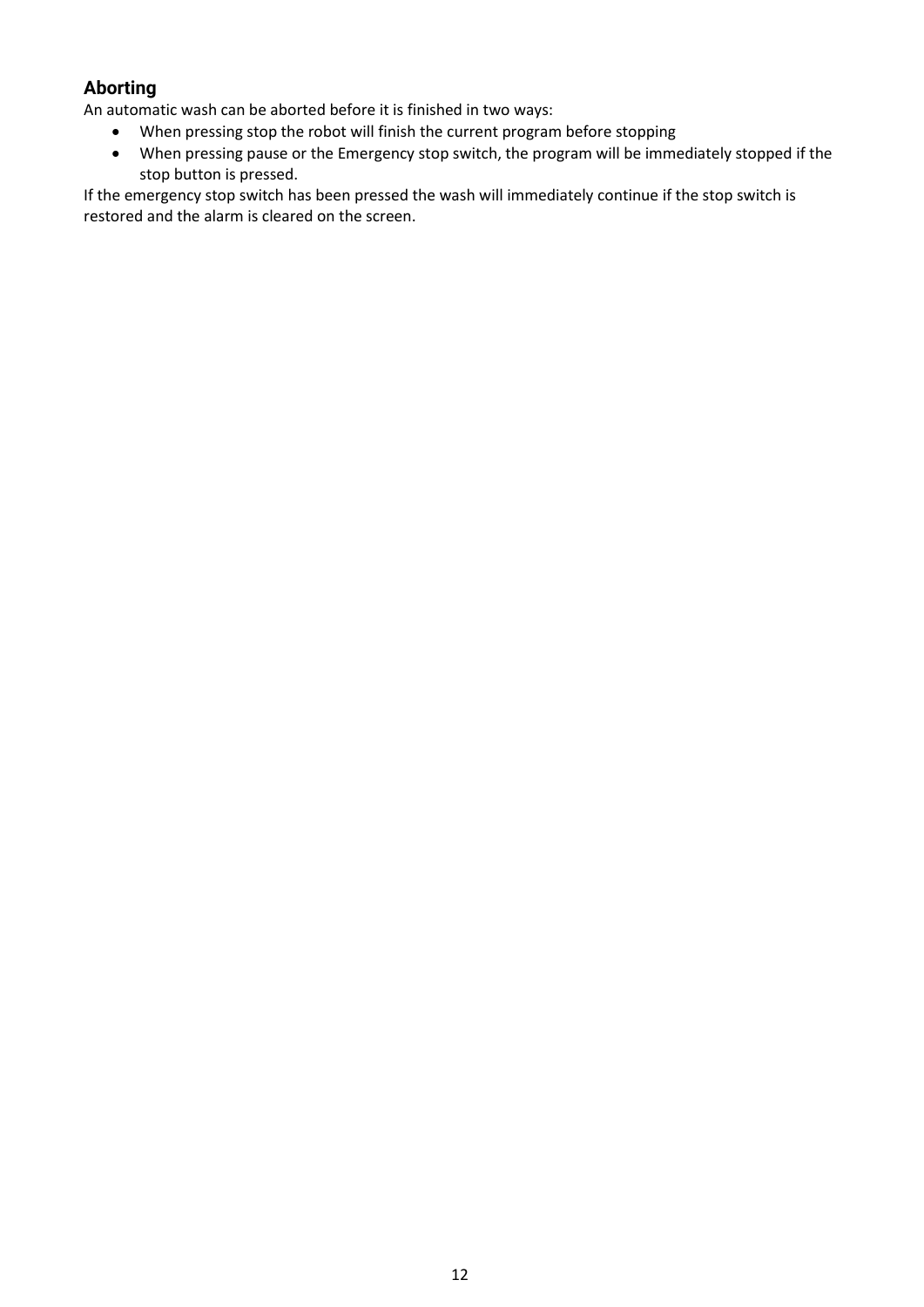## Aborting

An automatic wash can be aborted before it is finished in two ways:

- When pressing stop the robot will finish the current program before stopping
- When pressing pause or the Emergency stop switch, the program will be immediately stopped if the stop button is pressed.

If the emergency stop switch has been pressed the wash will immediately continue if the stop switch is restored and the alarm is cleared on the screen.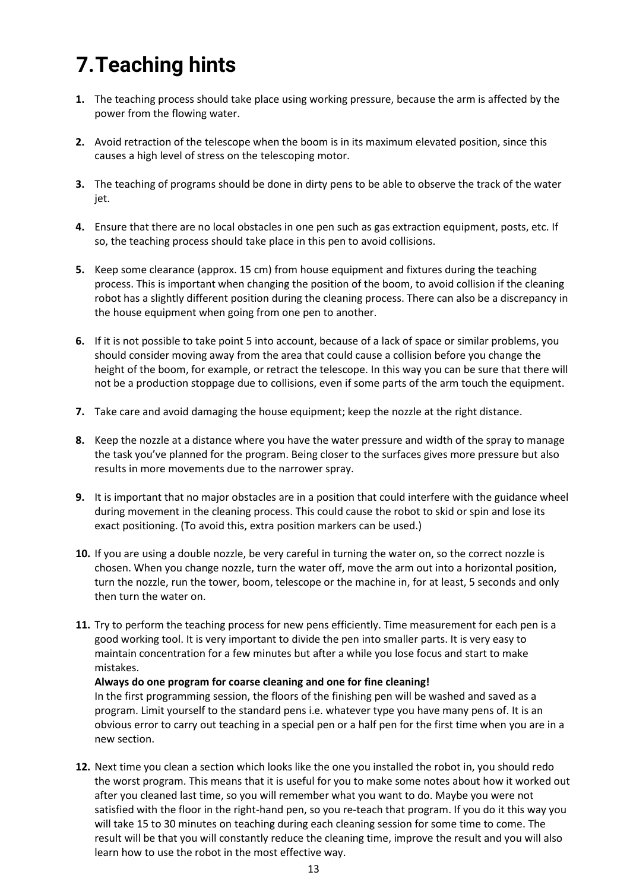# 7. Teaching hints

1. The teaching process should take place using working pressure, because the arm is affected by the power from the flowing water.

2. Avoid retraction of the telescope when the boom is in its maximum elevated position, since this causes a high level of stress on the telescoping motor.

3. The teaching of programs should be done in dirty pens to be able to observe the track of the water jet.

4. Ensure that there are no local obstacles in one pen such as gas extraction equipment, posts, etc. If so, the teaching process should take place in this pen to avoid collisions.

5. Keep some clearance (approx. 15 cm) from house equipment and fixtures during the teaching process. This is important when changing the position of the boom, to avoid collision if the cleaning robot has a slightly different position during the cleaning process. There can also be a discrepancy in the house equipment when going from one pen to another.

6. If it is not possible to take point 5 into account, because of a lack of space or similar problems, you should consider moving away from the area that could cause a collision before you change the height of the boom, for example, or retract the telescope. In this way you can be sure that there will not be a production stoppage due to collisions, even if some parts of the arm touch the equipment.

7. Take care and avoid damaging the house equipment; keep the nozzle at the right distance.

8. Keep the nozzle at a distance where you have the water pressure and width of the spray to manage the task you've planned for the program. Being closer to the surfaces gives more pressure but also results in more movements due to the narrower spray.

9. It is important that no major obstacles are in a position that could interfere with the guidance wheel during movement in the cleaning process. This could cause the robot to skid or spin and lose its exact positioning. (To avoid this, extra position markers can be used.)

10. If you are using a double nozzle, be very careful in turning the water on, so the correct nozzle is chosen. When you change nozzle, turn the water off, move the arm out into a horizontal position, turn the nozzle, run the tower, boom, telescope or the machine in, for at least, 5 seconds and only then turn the water on.

11. Try to perform the teaching process for new pens efficiently. Time measurement for each pen is a good working tool. It is very important to divide the pen into smaller parts. It is very easy to maintain concentration for a few minutes but after a while you lose focus and start to make mistakes.
    **Always do one program for coarse cleaning and one for fine cleaning!**
    In the first programming session, the floors of the finishing pen will be washed and saved as a program. Limit yourself to the standard pens i.e. whatever type you have many pens of. It is an obvious error to carry out teaching in a special pen or a half pen for the first time when you are in a new section.

12. Next time you clean a section which looks like the one you installed the robot in, you should redo the worst program. This means that it is useful for you to make some notes about how it worked out after you cleaned last time, so you will remember what you want to do. Maybe you were not satisfied with the floor in the right-hand pen, so you re-teach that program. If you do it this way you will take 15 to 30 minutes on teaching during each cleaning session for some time to come. The result will be that you will constantly reduce the cleaning time, improve the result and you will also learn how to use the robot in the most effective way.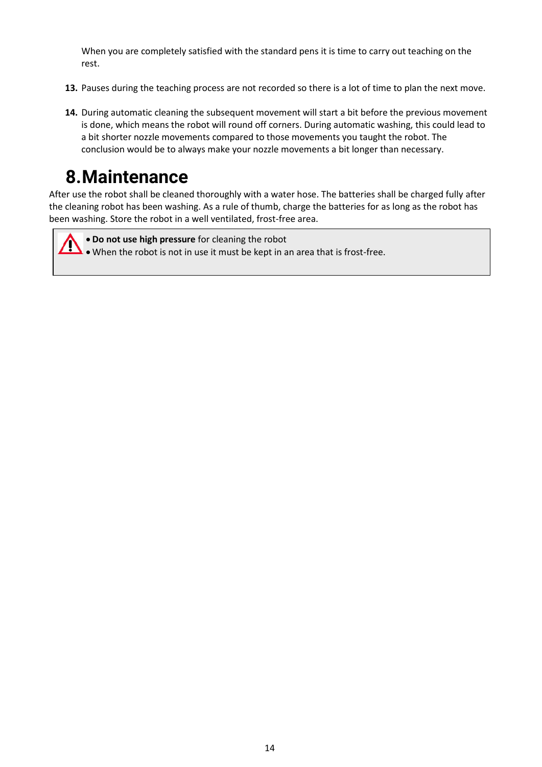When you are completely satisfied with the standard pens it is time to carry out teaching on the rest.

13. Pauses during the teaching process are not recorded so there is a lot of time to plan the next move.

14. During automatic cleaning the subsequent movement will start a bit before the previous movement is done, which means the robot will round off corners. During automatic washing, this could lead to a bit shorter nozzle movements compared to those movements you taught the robot. The conclusion would be to always make your nozzle movements a bit longer than necessary.

# 8. Maintenance

After use the robot shall be cleaned thoroughly with a water hose. The batteries shall be charged fully after the cleaning robot has been washing. As a rule of thumb, charge the batteries for as long as the robot has been washing. Store the robot in a well ventilated, frost-free area.

> ⚠
> - **Do not use high pressure** for cleaning the robot
> - When the robot is not in use it must be kept in an area that is frost-free.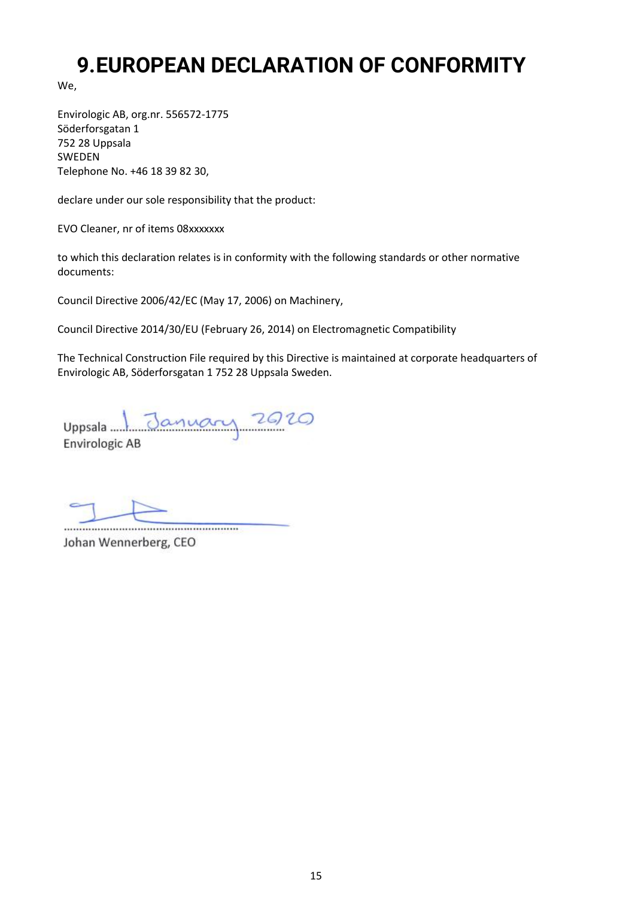# 9. EUROPEAN DECLARATION OF CONFORMITY

We,

Envirologic AB, org.nr. 556572-1775
Söderforsgatan 1
752 28 Uppsala
SWEDEN
Telephone No. +46 18 39 82 30,

declare under our sole responsibility that the product:

EVO Cleaner, nr of items 08xxxxxxx

to which this declaration relates is in conformity with the following standards or other normative documents:

Council Directive 2006/42/EC (May 17, 2006) on Machinery,

Council Directive 2014/30/EU (February 26, 2014) on Electromagnetic Compatibility

The Technical Construction File required by this Directive is maintained at corporate headquarters of Envirologic AB, Söderforsgatan 1 752 28 Uppsala Sweden.

Uppsala ....1 January 2020.............
Envirologic AB

..........................................................

Johan Wennerberg, CEO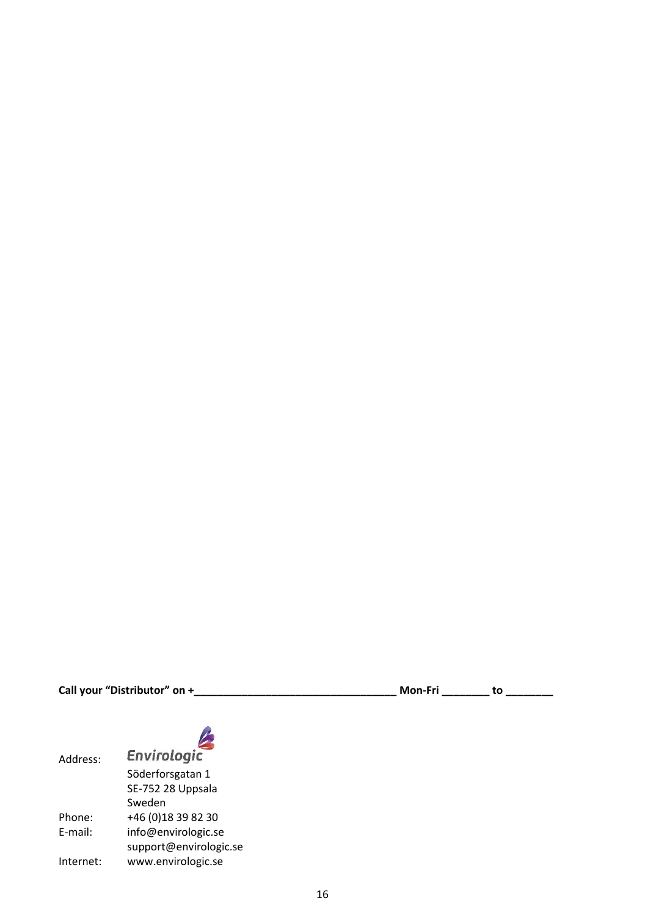**Call your "Distributor" on +_________________________________ Mon-Fri ________ to ________**

| | |
|---|---|
| Address: | Envirologic |
| | Söderforsgatan 1 |
| | SE-752 28 Uppsala |
| | Sweden |
| Phone: | +46 (0)18 39 82 30 |
| E-mail: | info@envirologic.se |
| | support@envirologic.se |
| Internet: | www.envirologic.se |